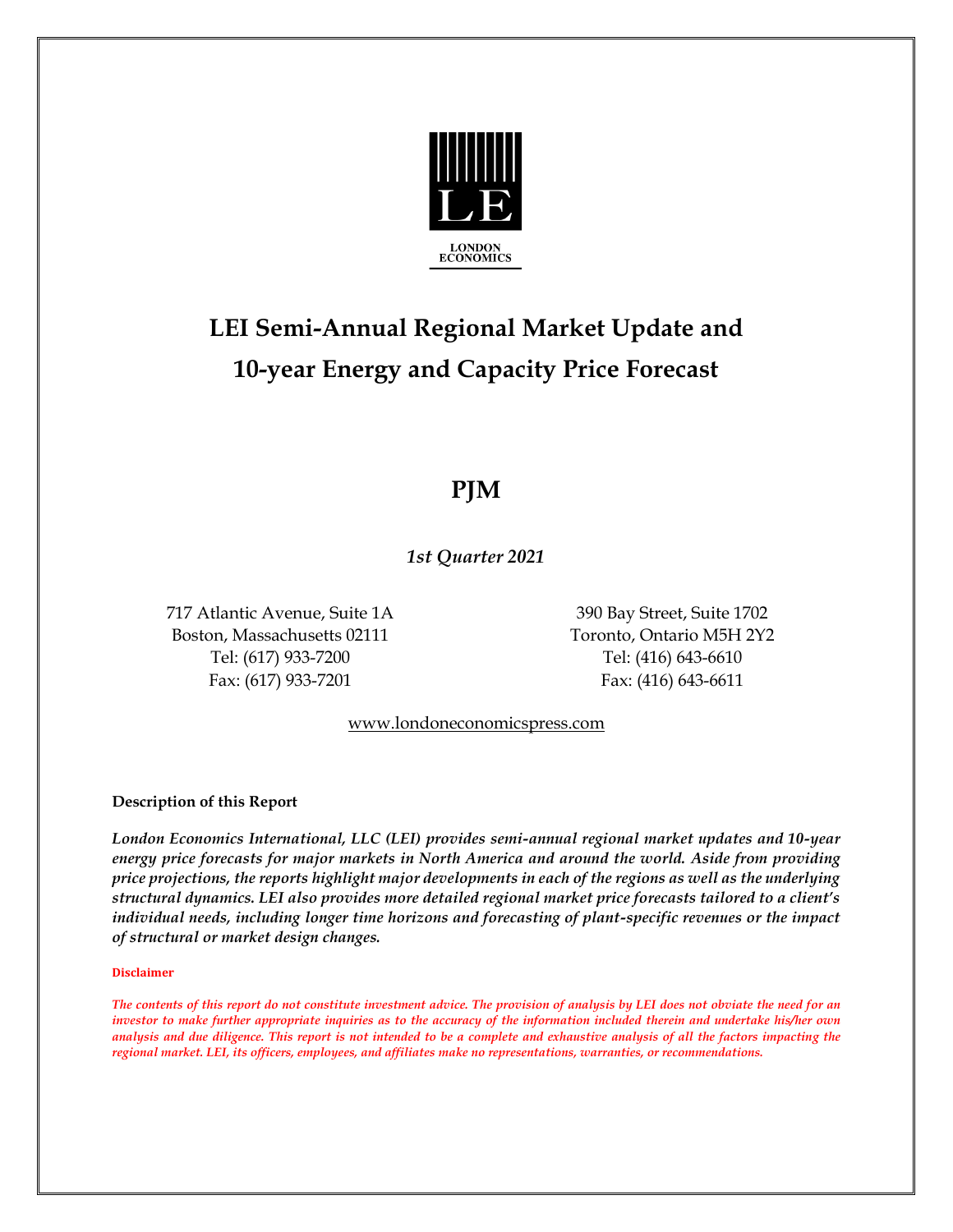LONDON
ECONOMICS

# LEI Semi-Annual Regional Market Update and 10-year Energy and Capacity Price Forecast

## PJM

*1st Quarter 2021*

717 Atlantic Avenue, Suite 1A
Boston, Massachusetts 02111
Tel: (617) 933-7200
Fax: (617) 933-7201

390 Bay Street, Suite 1702
Toronto, Ontario M5H 2Y2
Tel: (416) 643-6610
Fax: (416) 643-6611

www.londoneconomicspress.com

**Description of this Report**

***London Economics International, LLC (LEI) provides semi-annual regional market updates and 10-year energy price forecasts for major markets in North America and around the world. Aside from providing price projections, the reports highlight major developments in each of the regions as well as the underlying structural dynamics. LEI also provides more detailed regional market price forecasts tailored to a client's individual needs, including longer time horizons and forecasting of plant-specific revenues or the impact of structural or market design changes.***

**Disclaimer**

***The contents of this report do not constitute investment advice. The provision of analysis by LEI does not obviate the need for an investor to make further appropriate inquiries as to the accuracy of the information included therein and undertake his/her own analysis and due diligence. This report is not intended to be a complete and exhaustive analysis of all the factors impacting the regional market. LEI, its officers, employees, and affiliates make no representations, warranties, or recommendations.***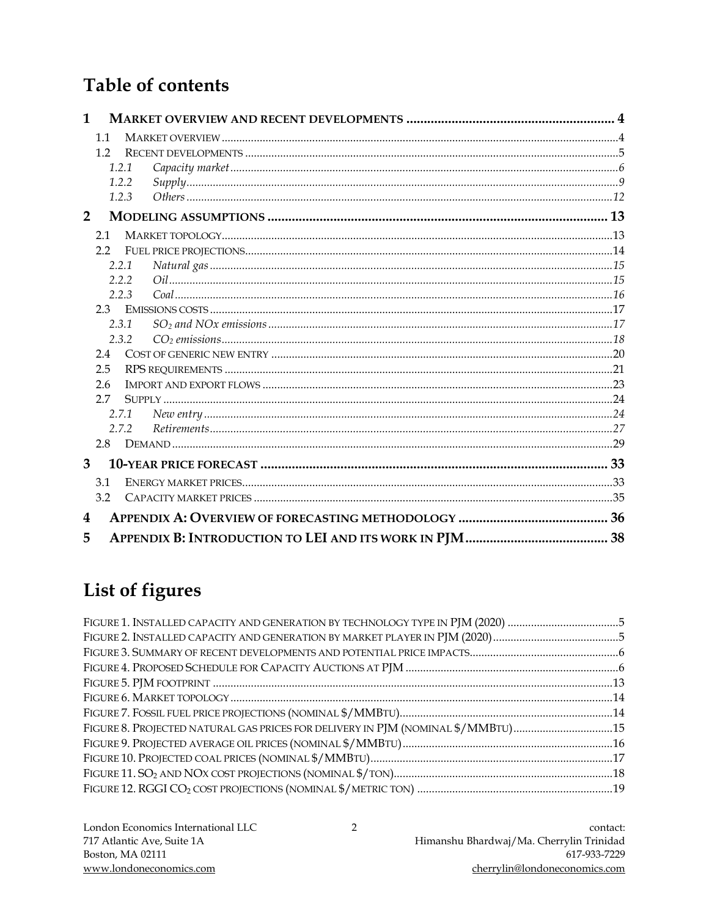# Table of contents

**1 MARKET OVERVIEW AND RECENT DEVELOPMENTS ........................................................... 4**

- 1.1 MARKET OVERVIEW ........................................................................................................... 4
- 1.2 RECENT DEVELOPMENTS ..................................................................................................... 5
  - *1.2.1 Capacity market .......................................................................................................... 6*
  - *1.2.2 Supply ......................................................................................................................... 9*
  - *1.2.3 Others ....................................................................................................................... 12*

**2 MODELING ASSUMPTIONS ............................................................................................. 13**

- 2.1 MARKET TOPOLOGY ........................................................................................................ 13
- 2.2 FUEL PRICE PROJECTIONS ................................................................................................. 14
  - *2.2.1 Natural gas ............................................................................................................... 15*
  - *2.2.2 Oil ............................................................................................................................. 15*
  - *2.2.3 Coal ........................................................................................................................... 16*
- 2.3 EMISSIONS COSTS ............................................................................................................ 17
  - *2.3.1 $SO_2$ and NOx emissions ............................................................................................ 17*
  - *2.3.2 $CO_2$ emissions ......................................................................................................... 18*
- 2.4 COST OF GENERIC NEW ENTRY ......................................................................................... 20
- 2.5 RPS REQUIREMENTS ........................................................................................................ 21
- 2.6 IMPORT AND EXPORT FLOWS ........................................................................................... 23
- 2.7 SUPPLY ............................................................................................................................ 24
  - *2.7.1 New entry .................................................................................................................. 24*
  - *2.7.2 Retirements ................................................................................................................ 27*
- 2.8 DEMAND ......................................................................................................................... 29

**3 10-YEAR PRICE FORECAST .............................................................................................. 33**

- 3.1 ENERGY MARKET PRICES .................................................................................................. 33
- 3.2 CAPACITY MARKET PRICES ............................................................................................... 35

**4 APPENDIX A: OVERVIEW OF FORECASTING METHODOLOGY ........................................... 36**

**5 APPENDIX B: INTRODUCTION TO LEI AND ITS WORK IN PJM ......................................... 38**

# List of figures

- FIGURE 1. INSTALLED CAPACITY AND GENERATION BY TECHNOLOGY TYPE IN PJM (2020) ..................................... 5
- FIGURE 2. INSTALLED CAPACITY AND GENERATION BY MARKET PLAYER IN PJM (2020) ......................................... 5
- FIGURE 3. SUMMARY OF RECENT DEVELOPMENTS AND POTENTIAL PRICE IMPACTS ................................................ 6
- FIGURE 4. PROPOSED SCHEDULE FOR CAPACITY AUCTIONS AT PJM ..................................................................... 6
- FIGURE 5. PJM FOOTPRINT ................................................................................................................................ 13
- FIGURE 6. MARKET TOPOLOGY .......................................................................................................................... 14
- FIGURE 7. FOSSIL FUEL PRICE PROJECTIONS (NOMINAL $/MMBTU) .................................................................... 14
- FIGURE 8. PROJECTED NATURAL GAS PRICES FOR DELIVERY IN PJM (NOMINAL $/MMBTU) ................................ 15
- FIGURE 9. PROJECTED AVERAGE OIL PRICES (NOMINAL $/MMBTU) .................................................................... 16
- FIGURE 10. PROJECTED COAL PRICES (NOMINAL $/MMBTU) .............................................................................. 17
- FIGURE 11. $SO_2$ AND NOX COST PROJECTIONS (NOMINAL $/TON) ..................................................................... 18
- FIGURE 12. RGGI $CO_2$ COST PROJECTIONS (NOMINAL $/METRIC TON) ............................................................... 19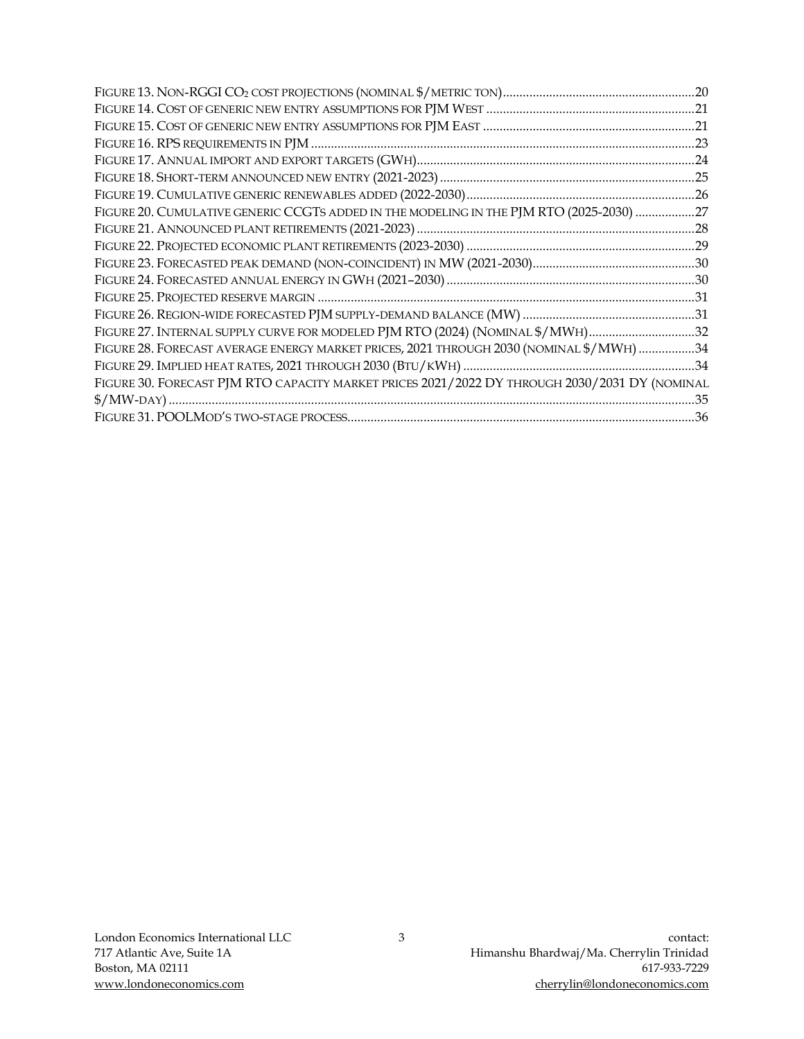FIGURE 13. NON-RGGI $CO_2$ COST PROJECTIONS (NOMINAL $/METRIC TON) .......... 20
FIGURE 14. COST OF GENERIC NEW ENTRY ASSUMPTIONS FOR PJM WEST .......... 21
FIGURE 15. COST OF GENERIC NEW ENTRY ASSUMPTIONS FOR PJM EAST .......... 21
FIGURE 16. RPS REQUIREMENTS IN PJM .......... 23
FIGURE 17. ANNUAL IMPORT AND EXPORT TARGETS (GWH) .......... 24
FIGURE 18. SHORT-TERM ANNOUNCED NEW ENTRY (2021-2023) .......... 25
FIGURE 19. CUMULATIVE GENERIC RENEWABLES ADDED (2022-2030) .......... 26
FIGURE 20. CUMULATIVE GENERIC CCGTS ADDED IN THE MODELING IN THE PJM RTO (2025-2030) .......... 27
FIGURE 21. ANNOUNCED PLANT RETIREMENTS (2021-2023) .......... 28
FIGURE 22. PROJECTED ECONOMIC PLANT RETIREMENTS (2023-2030) .......... 29
FIGURE 23. FORECASTED PEAK DEMAND (NON-COINCIDENT) IN MW (2021-2030) .......... 30
FIGURE 24. FORECASTED ANNUAL ENERGY IN GWH (2021–2030) .......... 30
FIGURE 25. PROJECTED RESERVE MARGIN .......... 31
FIGURE 26. REGION-WIDE FORECASTED PJM SUPPLY-DEMAND BALANCE (MW) .......... 31
FIGURE 27. INTERNAL SUPPLY CURVE FOR MODELED PJM RTO (2024) (NOMINAL $/MWH) .......... 32
FIGURE 28. FORECAST AVERAGE ENERGY MARKET PRICES, 2021 THROUGH 2030 (NOMINAL $/MWH) .......... 34
FIGURE 29. IMPLIED HEAT RATES, 2021 THROUGH 2030 (BTU/KWH) .......... 34
FIGURE 30. FORECAST PJM RTO CAPACITY MARKET PRICES 2021/2022 DY THROUGH 2030/2031 DY (NOMINAL $/MW-DAY) .......... 35
FIGURE 31. POOLMOD'S TWO-STAGE PROCESS .......... 36